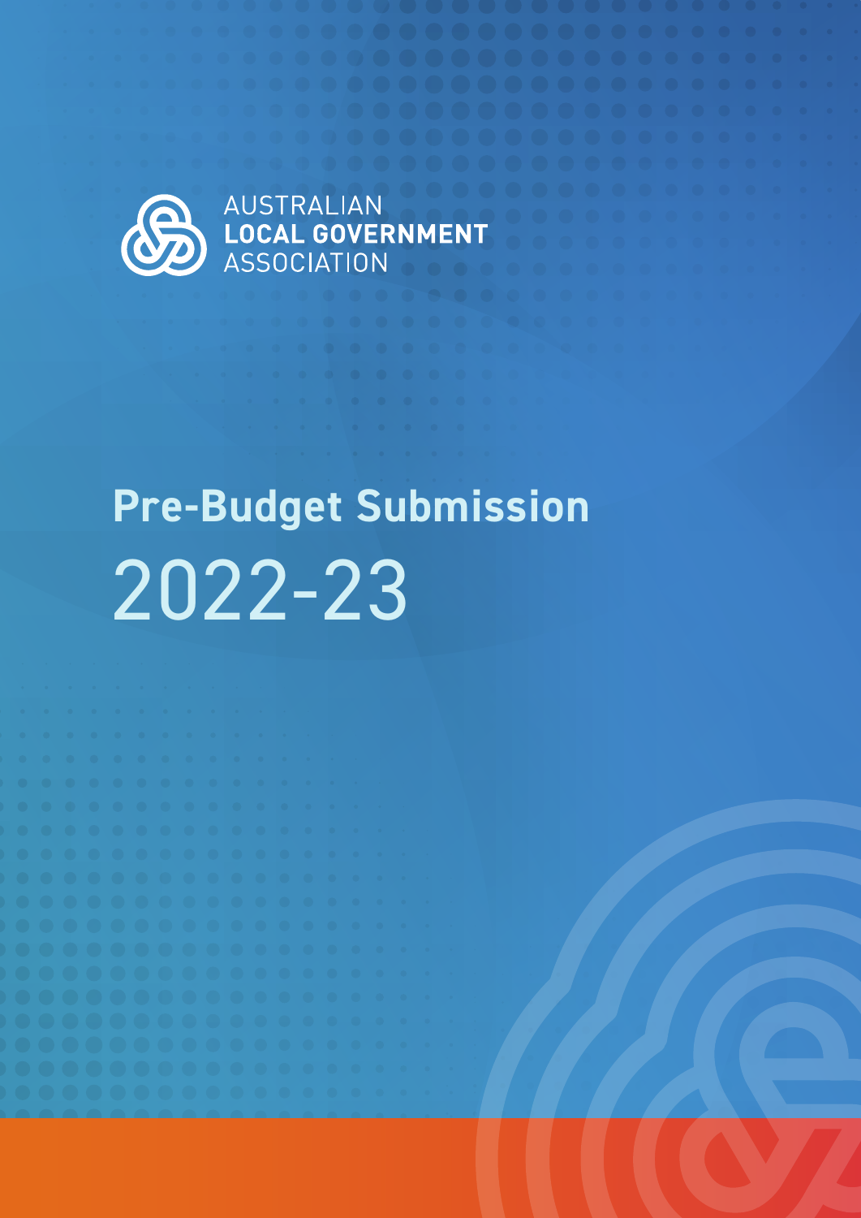AUSTRALIAN
**LOCAL GOVERNMENT**
ASSOCIATION

# Pre-Budget Submission

# 2022-23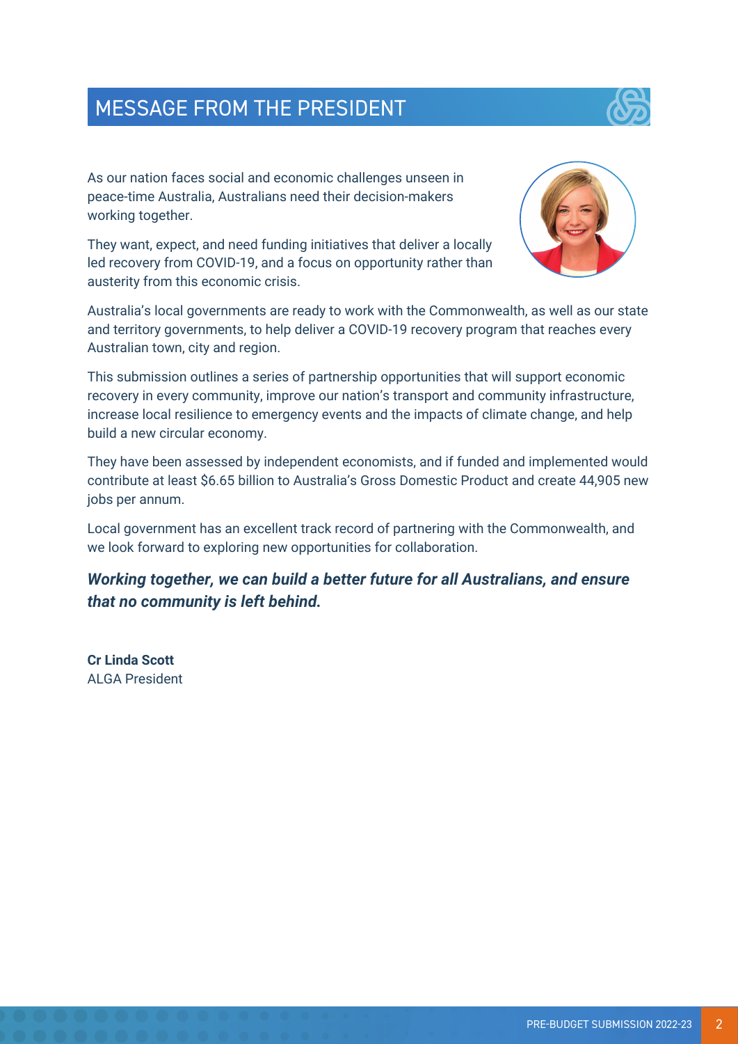# MESSAGE FROM THE PRESIDENT

As our nation faces social and economic challenges unseen in peace-time Australia, Australians need their decision-makers working together.

They want, expect, and need funding initiatives that deliver a locally led recovery from COVID-19, and a focus on opportunity rather than austerity from this economic crisis.

Australia's local governments are ready to work with the Commonwealth, as well as our state and territory governments, to help deliver a COVID-19 recovery program that reaches every Australian town, city and region.

This submission outlines a series of partnership opportunities that will support economic recovery in every community, improve our nation's transport and community infrastructure, increase local resilience to emergency events and the impacts of climate change, and help build a new circular economy.

They have been assessed by independent economists, and if funded and implemented would contribute at least $6.65 billion to Australia's Gross Domestic Product and create 44,905 new jobs per annum.

Local government has an excellent track record of partnering with the Commonwealth, and we look forward to exploring new opportunities for collaboration.

***Working together, we can build a better future for all Australians, and ensure that no community is left behind.***

**Cr Linda Scott**
ALGA President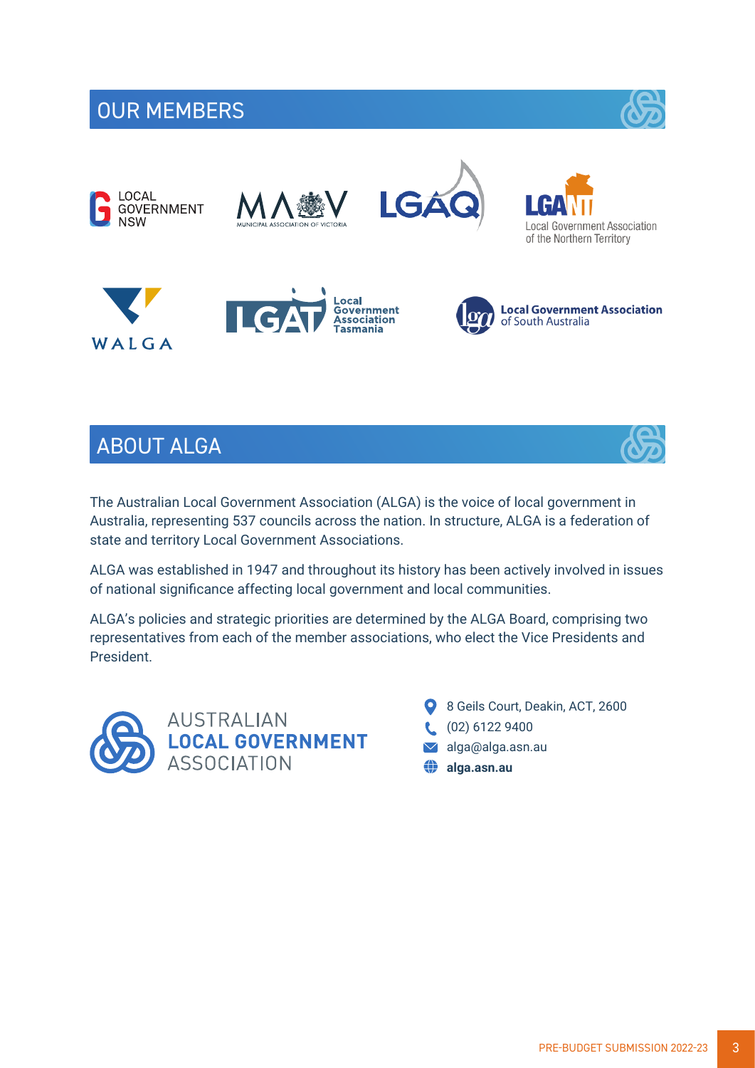## OUR MEMBERS

LOCAL GOVERNMENT NSW

MAV MUNICIPAL ASSOCIATION OF VICTORIA

LGAQ

LGANT Local Government Association of the Northern Territory

WALGA

LGAT Local Government Association Tasmania

Local Government Association of South Australia

## ABOUT ALGA

The Australian Local Government Association (ALGA) is the voice of local government in Australia, representing 537 councils across the nation. In structure, ALGA is a federation of state and territory Local Government Associations.

ALGA was established in 1947 and throughout its history has been actively involved in issues of national significance affecting local government and local communities.

ALGA's policies and strategic priorities are determined by the ALGA Board, comprising two representatives from each of the member associations, who elect the Vice Presidents and President.

AUSTRALIAN **LOCAL GOVERNMENT** ASSOCIATION

- 8 Geils Court, Deakin, ACT, 2600
- (02) 6122 9400
- alga@alga.asn.au
- **alga.asn.au**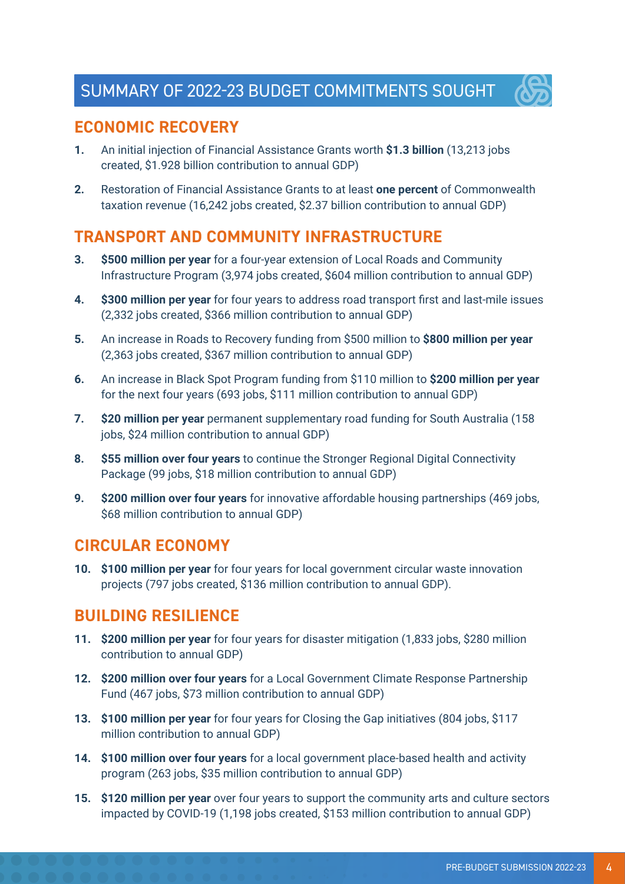# SUMMARY OF 2022-23 BUDGET COMMITMENTS SOUGHT

## ECONOMIC RECOVERY

1. An initial injection of Financial Assistance Grants worth **$1.3 billion** (13,213 jobs created, $1.928 billion contribution to annual GDP)
2. Restoration of Financial Assistance Grants to at least **one percent** of Commonwealth taxation revenue (16,242 jobs created, $2.37 billion contribution to annual GDP)

## TRANSPORT AND COMMUNITY INFRASTRUCTURE

3. **$500 million per year** for a four-year extension of Local Roads and Community Infrastructure Program (3,974 jobs created, $604 million contribution to annual GDP)
4. **$300 million per year** for four years to address road transport first and last-mile issues (2,332 jobs created, $366 million contribution to annual GDP)
5. An increase in Roads to Recovery funding from $500 million to **$800 million per year** (2,363 jobs created, $367 million contribution to annual GDP)
6. An increase in Black Spot Program funding from $110 million to **$200 million per year** for the next four years (693 jobs, $111 million contribution to annual GDP)
7. **$20 million per year** permanent supplementary road funding for South Australia (158 jobs, $24 million contribution to annual GDP)
8. **$55 million over four years** to continue the Stronger Regional Digital Connectivity Package (99 jobs, $18 million contribution to annual GDP)
9. **$200 million over four years** for innovative affordable housing partnerships (469 jobs, $68 million contribution to annual GDP)

## CIRCULAR ECONOMY

10. **$100 million per year** for four years for local government circular waste innovation projects (797 jobs created, $136 million contribution to annual GDP).

## BUILDING RESILIENCE

11. **$200 million per year** for four years for disaster mitigation (1,833 jobs, $280 million contribution to annual GDP)
12. **$200 million over four years** for a Local Government Climate Response Partnership Fund (467 jobs, $73 million contribution to annual GDP)
13. **$100 million per year** for four years for Closing the Gap initiatives (804 jobs, $117 million contribution to annual GDP)
14. **$100 million over four years** for a local government place-based health and activity program (263 jobs, $35 million contribution to annual GDP)
15. **$120 million per year** over four years to support the community arts and culture sectors impacted by COVID-19 (1,198 jobs created, $153 million contribution to annual GDP)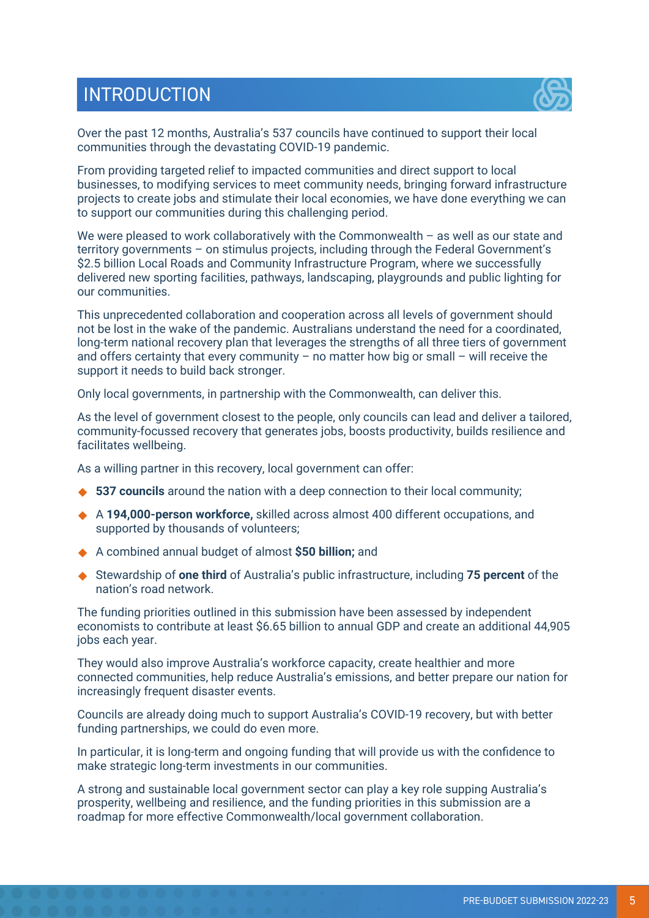# INTRODUCTION

Over the past 12 months, Australia's 537 councils have continued to support their local communities through the devastating COVID-19 pandemic.

From providing targeted relief to impacted communities and direct support to local businesses, to modifying services to meet community needs, bringing forward infrastructure projects to create jobs and stimulate their local economies, we have done everything we can to support our communities during this challenging period.

We were pleased to work collaboratively with the Commonwealth – as well as our state and territory governments – on stimulus projects, including through the Federal Government's $2.5 billion Local Roads and Community Infrastructure Program, where we successfully delivered new sporting facilities, pathways, landscaping, playgrounds and public lighting for our communities.

This unprecedented collaboration and cooperation across all levels of government should not be lost in the wake of the pandemic. Australians understand the need for a coordinated, long-term national recovery plan that leverages the strengths of all three tiers of government and offers certainty that every community – no matter how big or small – will receive the support it needs to build back stronger.

Only local governments, in partnership with the Commonwealth, can deliver this.

As the level of government closest to the people, only councils can lead and deliver a tailored, community-focussed recovery that generates jobs, boosts productivity, builds resilience and facilitates wellbeing.

As a willing partner in this recovery, local government can offer:

- **537 councils** around the nation with a deep connection to their local community;
- A **194,000-person workforce,** skilled across almost 400 different occupations, and supported by thousands of volunteers;
- A combined annual budget of almost **$50 billion;** and
- Stewardship of **one third** of Australia's public infrastructure, including **75 percent** of the nation's road network.

The funding priorities outlined in this submission have been assessed by independent economists to contribute at least $6.65 billion to annual GDP and create an additional 44,905 jobs each year.

They would also improve Australia's workforce capacity, create healthier and more connected communities, help reduce Australia's emissions, and better prepare our nation for increasingly frequent disaster events.

Councils are already doing much to support Australia's COVID-19 recovery, but with better funding partnerships, we could do even more.

In particular, it is long-term and ongoing funding that will provide us with the confidence to make strategic long-term investments in our communities.

A strong and sustainable local government sector can play a key role supping Australia's prosperity, wellbeing and resilience, and the funding priorities in this submission are a roadmap for more effective Commonwealth/local government collaboration.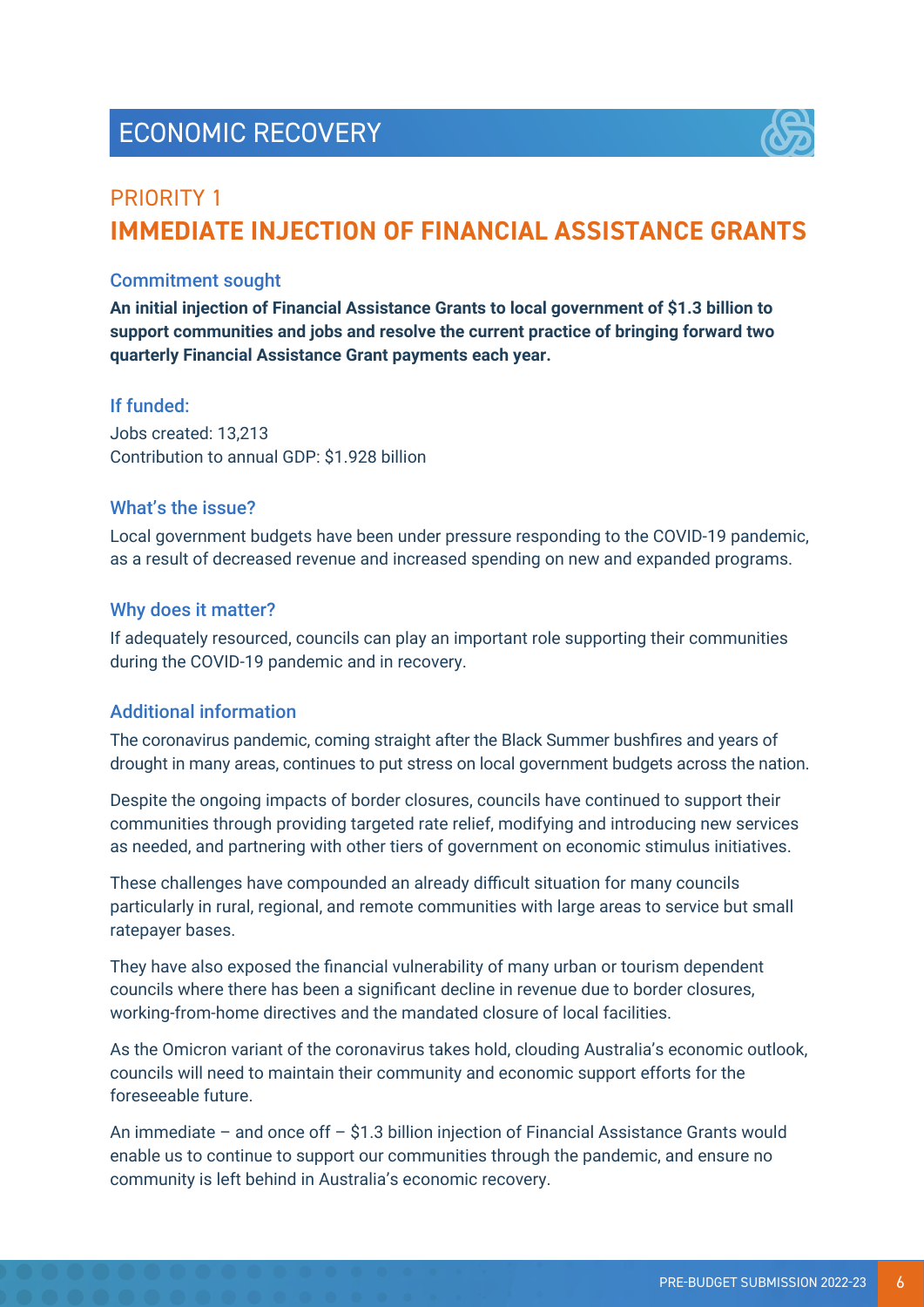# ECONOMIC RECOVERY

## PRIORITY 1
## IMMEDIATE INJECTION OF FINANCIAL ASSISTANCE GRANTS

### Commitment sought

**An initial injection of Financial Assistance Grants to local government of $1.3 billion to support communities and jobs and resolve the current practice of bringing forward two quarterly Financial Assistance Grant payments each year.**

### If funded:

Jobs created: 13,213
Contribution to annual GDP: $1.928 billion

### What's the issue?

Local government budgets have been under pressure responding to the COVID-19 pandemic, as a result of decreased revenue and increased spending on new and expanded programs.

### Why does it matter?

If adequately resourced, councils can play an important role supporting their communities during the COVID-19 pandemic and in recovery.

### Additional information

The coronavirus pandemic, coming straight after the Black Summer bushfires and years of drought in many areas, continues to put stress on local government budgets across the nation.

Despite the ongoing impacts of border closures, councils have continued to support their communities through providing targeted rate relief, modifying and introducing new services as needed, and partnering with other tiers of government on economic stimulus initiatives.

These challenges have compounded an already difficult situation for many councils particularly in rural, regional, and remote communities with large areas to service but small ratepayer bases.

They have also exposed the financial vulnerability of many urban or tourism dependent councils where there has been a significant decline in revenue due to border closures, working-from-home directives and the mandated closure of local facilities.

As the Omicron variant of the coronavirus takes hold, clouding Australia's economic outlook, councils will need to maintain their community and economic support efforts for the foreseeable future.

An immediate – and once off – $1.3 billion injection of Financial Assistance Grants would enable us to continue to support our communities through the pandemic, and ensure no community is left behind in Australia's economic recovery.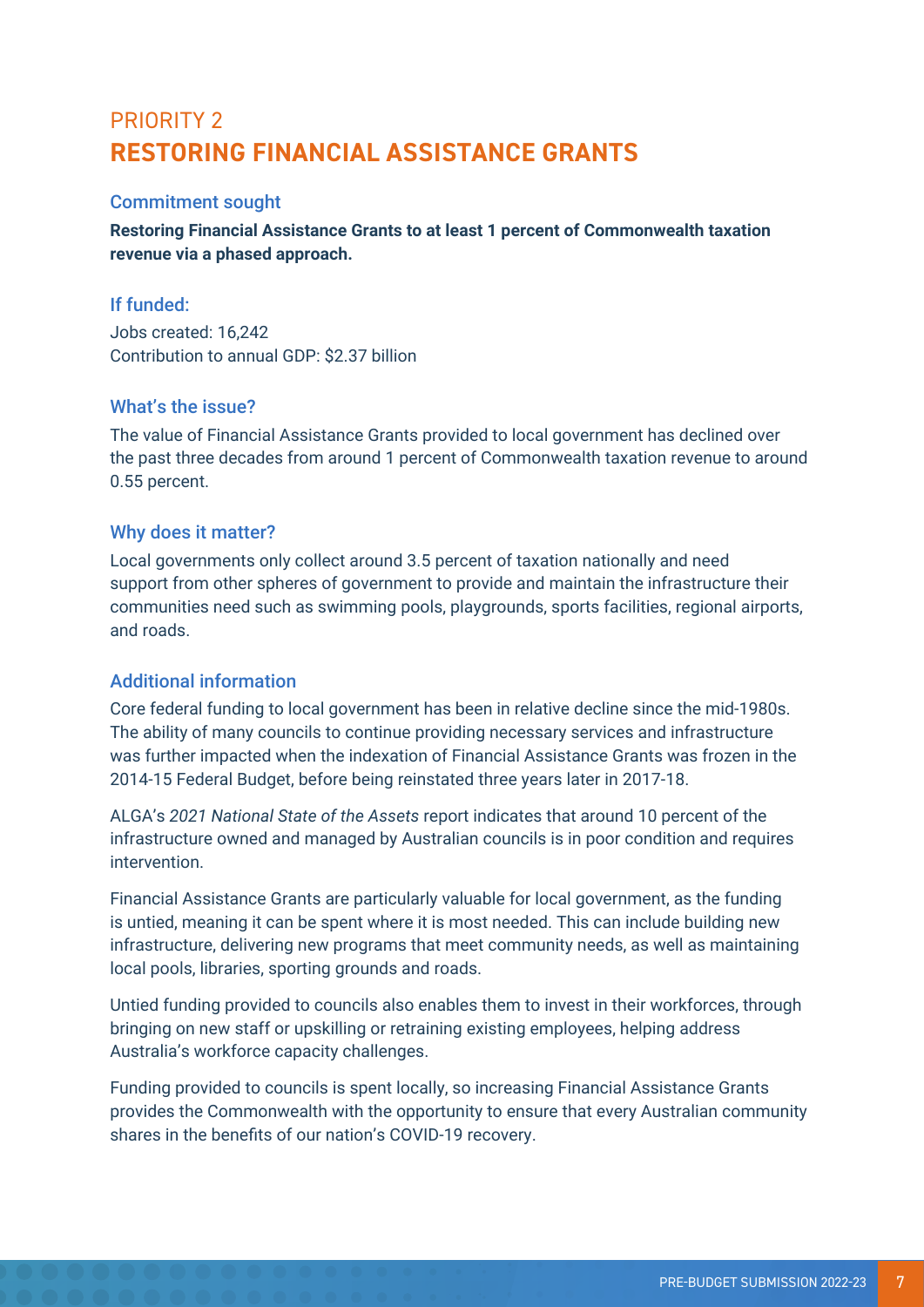# PRIORITY 2
# RESTORING FINANCIAL ASSISTANCE GRANTS

## Commitment sought

**Restoring Financial Assistance Grants to at least 1 percent of Commonwealth taxation revenue via a phased approach.**

## If funded:

Jobs created: 16,242
Contribution to annual GDP: $2.37 billion

## What's the issue?

The value of Financial Assistance Grants provided to local government has declined over the past three decades from around 1 percent of Commonwealth taxation revenue to around 0.55 percent.

## Why does it matter?

Local governments only collect around 3.5 percent of taxation nationally and need support from other spheres of government to provide and maintain the infrastructure their communities need such as swimming pools, playgrounds, sports facilities, regional airports, and roads.

## Additional information

Core federal funding to local government has been in relative decline since the mid-1980s. The ability of many councils to continue providing necessary services and infrastructure was further impacted when the indexation of Financial Assistance Grants was frozen in the 2014-15 Federal Budget, before being reinstated three years later in 2017-18.

ALGA's *2021 National State of the Assets* report indicates that around 10 percent of the infrastructure owned and managed by Australian councils is in poor condition and requires intervention.

Financial Assistance Grants are particularly valuable for local government, as the funding is untied, meaning it can be spent where it is most needed. This can include building new infrastructure, delivering new programs that meet community needs, as well as maintaining local pools, libraries, sporting grounds and roads.

Untied funding provided to councils also enables them to invest in their workforces, through bringing on new staff or upskilling or retraining existing employees, helping address Australia's workforce capacity challenges.

Funding provided to councils is spent locally, so increasing Financial Assistance Grants provides the Commonwealth with the opportunity to ensure that every Australian community shares in the benefits of our nation's COVID-19 recovery.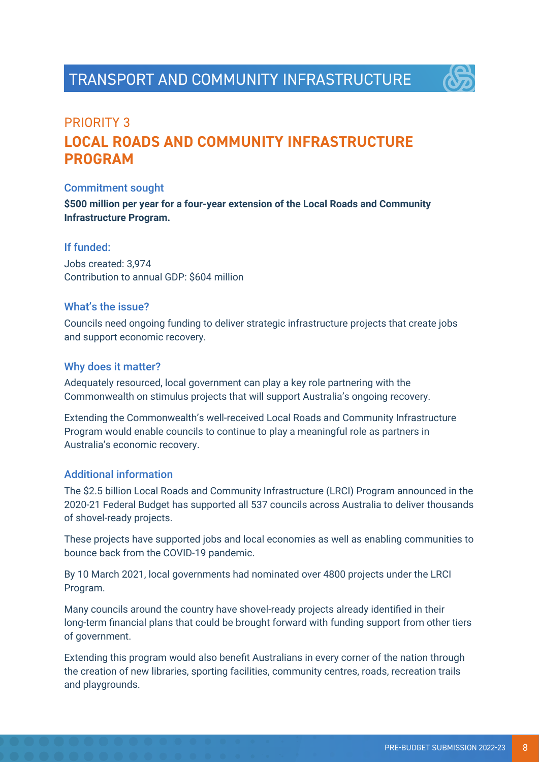# TRANSPORT AND COMMUNITY INFRASTRUCTURE

## PRIORITY 3

## LOCAL ROADS AND COMMUNITY INFRASTRUCTURE PROGRAM

### Commitment sought

**$500 million per year for a four-year extension of the Local Roads and Community Infrastructure Program.**

### If funded:

Jobs created: 3,974
Contribution to annual GDP: $604 million

### What's the issue?

Councils need ongoing funding to deliver strategic infrastructure projects that create jobs and support economic recovery.

### Why does it matter?

Adequately resourced, local government can play a key role partnering with the Commonwealth on stimulus projects that will support Australia's ongoing recovery.

Extending the Commonwealth's well-received Local Roads and Community Infrastructure Program would enable councils to continue to play a meaningful role as partners in Australia's economic recovery.

### Additional information

The $2.5 billion Local Roads and Community Infrastructure (LRCI) Program announced in the 2020-21 Federal Budget has supported all 537 councils across Australia to deliver thousands of shovel-ready projects.

These projects have supported jobs and local economies as well as enabling communities to bounce back from the COVID-19 pandemic.

By 10 March 2021, local governments had nominated over 4800 projects under the LRCI Program.

Many councils around the country have shovel-ready projects already identified in their long-term financial plans that could be brought forward with funding support from other tiers of government.

Extending this program would also benefit Australians in every corner of the nation through the creation of new libraries, sporting facilities, community centres, roads, recreation trails and playgrounds.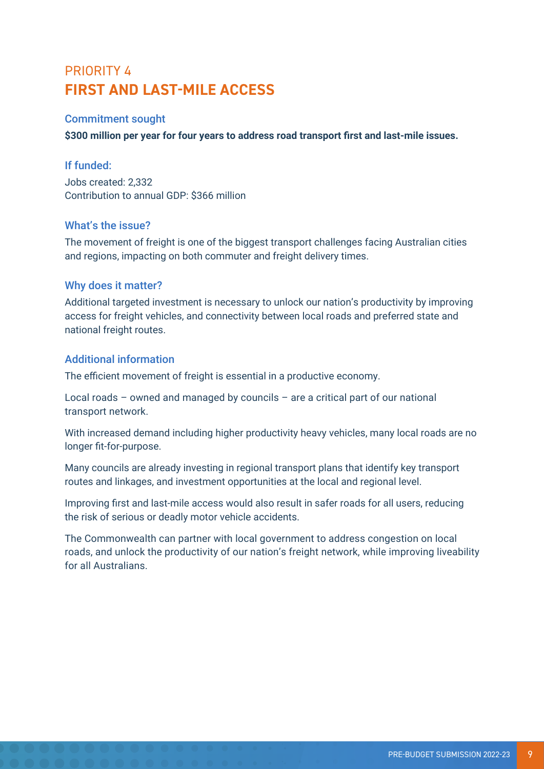# PRIORITY 4
# FIRST AND LAST-MILE ACCESS

### Commitment sought

**$300 million per year for four years to address road transport first and last-mile issues.**

### If funded:

Jobs created: 2,332
Contribution to annual GDP: $366 million

### What's the issue?

The movement of freight is one of the biggest transport challenges facing Australian cities and regions, impacting on both commuter and freight delivery times.

### Why does it matter?

Additional targeted investment is necessary to unlock our nation's productivity by improving access for freight vehicles, and connectivity between local roads and preferred state and national freight routes.

### Additional information

The efficient movement of freight is essential in a productive economy.

Local roads – owned and managed by councils – are a critical part of our national transport network.

With increased demand including higher productivity heavy vehicles, many local roads are no longer fit-for-purpose.

Many councils are already investing in regional transport plans that identify key transport routes and linkages, and investment opportunities at the local and regional level.

Improving first and last-mile access would also result in safer roads for all users, reducing the risk of serious or deadly motor vehicle accidents.

The Commonwealth can partner with local government to address congestion on local roads, and unlock the productivity of our nation's freight network, while improving liveability for all Australians.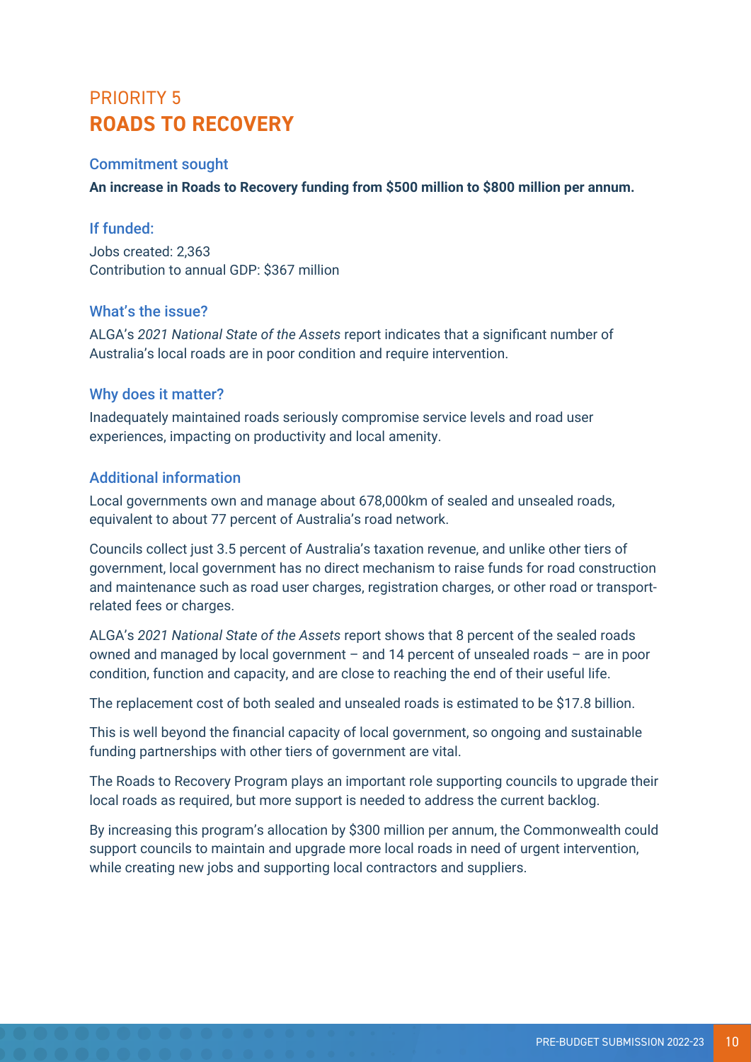# PRIORITY 5
# **ROADS TO RECOVERY**

### Commitment sought

**An increase in Roads to Recovery funding from $500 million to $800 million per annum.**

### If funded:

Jobs created: 2,363
Contribution to annual GDP: $367 million

### What's the issue?

ALGA's *2021 National State of the Assets* report indicates that a significant number of Australia's local roads are in poor condition and require intervention.

### Why does it matter?

Inadequately maintained roads seriously compromise service levels and road user experiences, impacting on productivity and local amenity.

### Additional information

Local governments own and manage about 678,000km of sealed and unsealed roads, equivalent to about 77 percent of Australia's road network.

Councils collect just 3.5 percent of Australia's taxation revenue, and unlike other tiers of government, local government has no direct mechanism to raise funds for road construction and maintenance such as road user charges, registration charges, or other road or transport-related fees or charges.

ALGA's *2021 National State of the Assets* report shows that 8 percent of the sealed roads owned and managed by local government – and 14 percent of unsealed roads – are in poor condition, function and capacity, and are close to reaching the end of their useful life.

The replacement cost of both sealed and unsealed roads is estimated to be $17.8 billion.

This is well beyond the financial capacity of local government, so ongoing and sustainable funding partnerships with other tiers of government are vital.

The Roads to Recovery Program plays an important role supporting councils to upgrade their local roads as required, but more support is needed to address the current backlog.

By increasing this program's allocation by $300 million per annum, the Commonwealth could support councils to maintain and upgrade more local roads in need of urgent intervention, while creating new jobs and supporting local contractors and suppliers.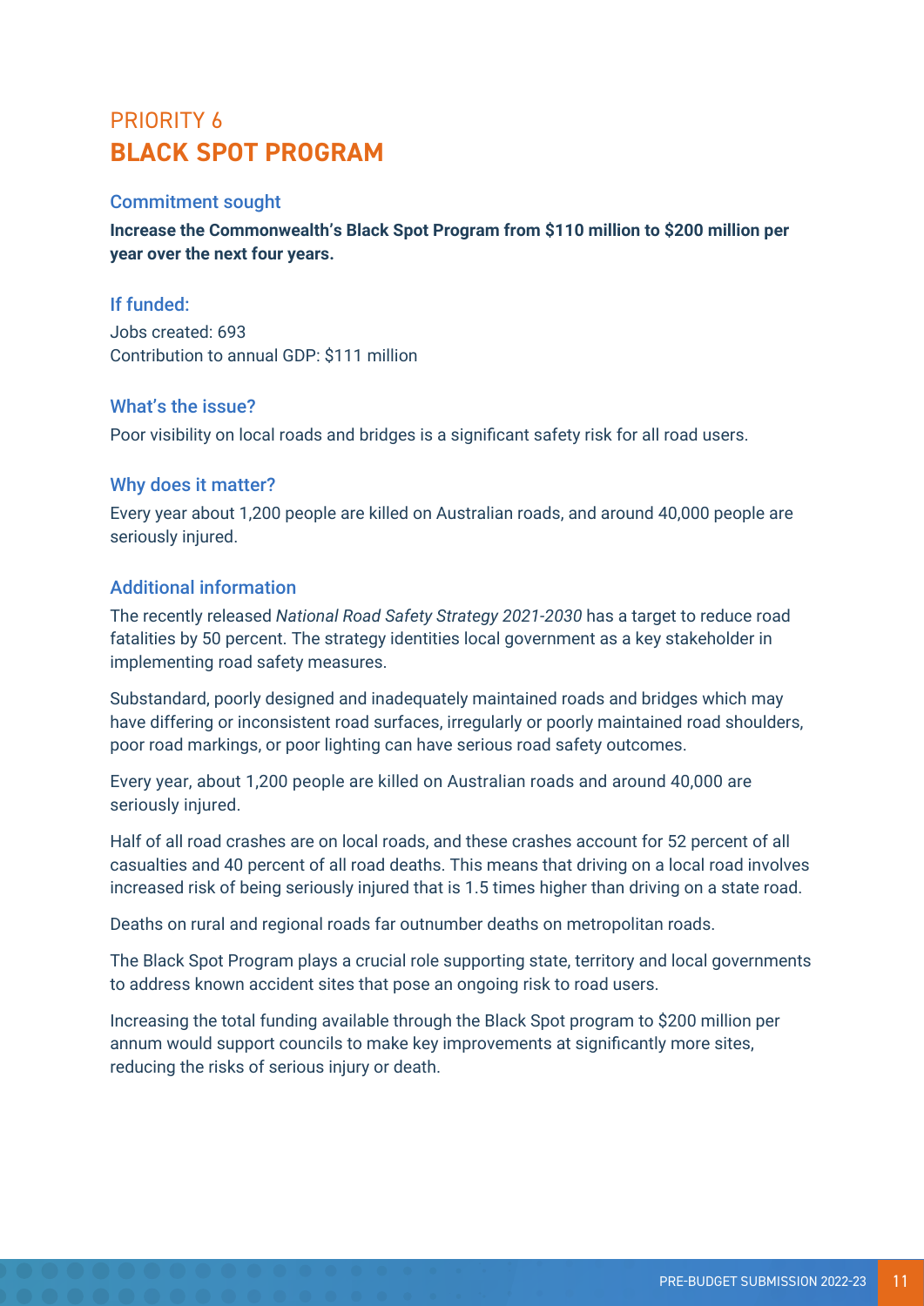# PRIORITY 6
# BLACK SPOT PROGRAM

### Commitment sought

**Increase the Commonwealth's Black Spot Program from $110 million to $200 million per year over the next four years.**

### If funded:

Jobs created: 693
Contribution to annual GDP: $111 million

### What's the issue?

Poor visibility on local roads and bridges is a significant safety risk for all road users.

### Why does it matter?

Every year about 1,200 people are killed on Australian roads, and around 40,000 people are seriously injured.

### Additional information

The recently released *National Road Safety Strategy 2021-2030* has a target to reduce road fatalities by 50 percent. The strategy identities local government as a key stakeholder in implementing road safety measures.

Substandard, poorly designed and inadequately maintained roads and bridges which may have differing or inconsistent road surfaces, irregularly or poorly maintained road shoulders, poor road markings, or poor lighting can have serious road safety outcomes.

Every year, about 1,200 people are killed on Australian roads and around 40,000 are seriously injured.

Half of all road crashes are on local roads, and these crashes account for 52 percent of all casualties and 40 percent of all road deaths. This means that driving on a local road involves increased risk of being seriously injured that is 1.5 times higher than driving on a state road.

Deaths on rural and regional roads far outnumber deaths on metropolitan roads.

The Black Spot Program plays a crucial role supporting state, territory and local governments to address known accident sites that pose an ongoing risk to road users.

Increasing the total funding available through the Black Spot program to $200 million per annum would support councils to make key improvements at significantly more sites, reducing the risks of serious injury or death.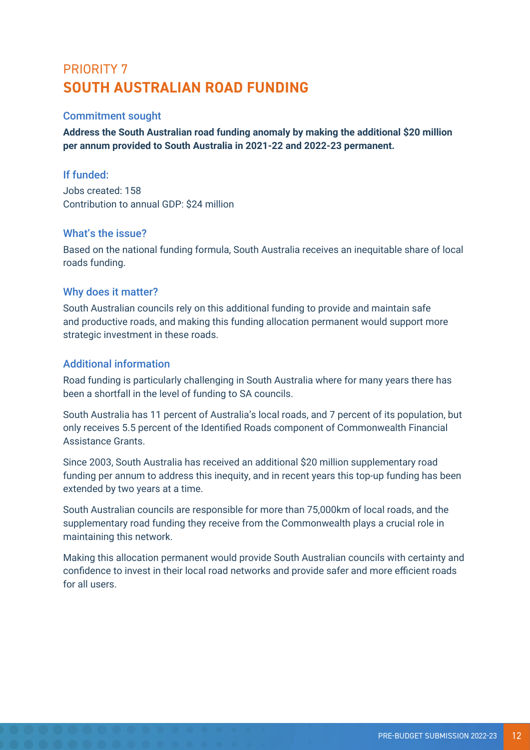## PRIORITY 7
# SOUTH AUSTRALIAN ROAD FUNDING

### Commitment sought

**Address the South Australian road funding anomaly by making the additional $20 million per annum provided to South Australia in 2021-22 and 2022-23 permanent.**

### If funded:

Jobs created: 158
Contribution to annual GDP: $24 million

### What's the issue?

Based on the national funding formula, South Australia receives an inequitable share of local roads funding.

### Why does it matter?

South Australian councils rely on this additional funding to provide and maintain safe and productive roads, and making this funding allocation permanent would support more strategic investment in these roads.

### Additional information

Road funding is particularly challenging in South Australia where for many years there has been a shortfall in the level of funding to SA councils.

South Australia has 11 percent of Australia's local roads, and 7 percent of its population, but only receives 5.5 percent of the Identified Roads component of Commonwealth Financial Assistance Grants.

Since 2003, South Australia has received an additional $20 million supplementary road funding per annum to address this inequity, and in recent years this top-up funding has been extended by two years at a time.

South Australian councils are responsible for more than 75,000km of local roads, and the supplementary road funding they receive from the Commonwealth plays a crucial role in maintaining this network.

Making this allocation permanent would provide South Australian councils with certainty and confidence to invest in their local road networks and provide safer and more efficient roads for all users.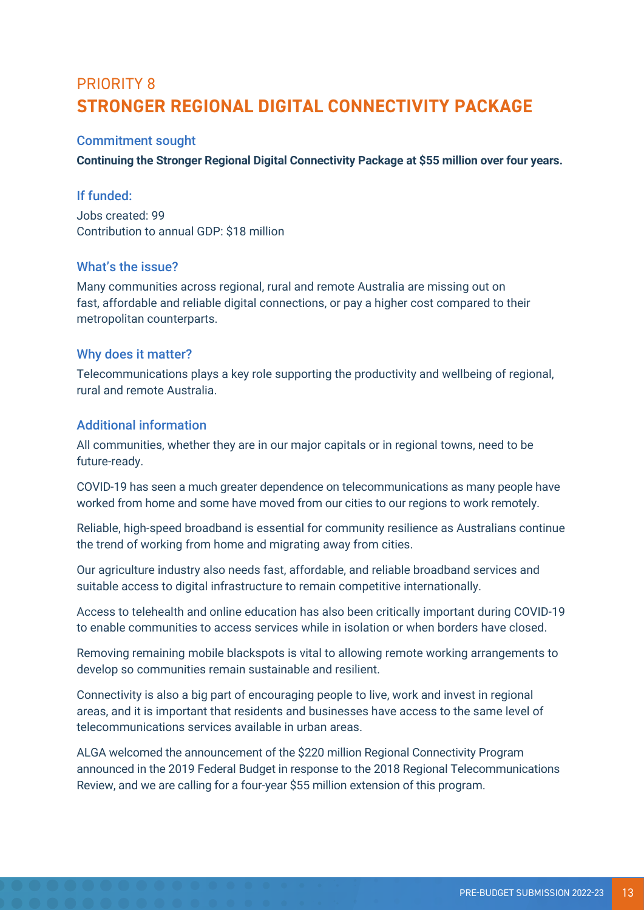## PRIORITY 8
# STRONGER REGIONAL DIGITAL CONNECTIVITY PACKAGE

### Commitment sought

**Continuing the Stronger Regional Digital Connectivity Package at $55 million over four years.**

### If funded:

Jobs created: 99
Contribution to annual GDP: $18 million

### What's the issue?

Many communities across regional, rural and remote Australia are missing out on fast, affordable and reliable digital connections, or pay a higher cost compared to their metropolitan counterparts.

### Why does it matter?

Telecommunications plays a key role supporting the productivity and wellbeing of regional, rural and remote Australia.

### Additional information

All communities, whether they are in our major capitals or in regional towns, need to be future-ready.

COVID-19 has seen a much greater dependence on telecommunications as many people have worked from home and some have moved from our cities to our regions to work remotely.

Reliable, high-speed broadband is essential for community resilience as Australians continue the trend of working from home and migrating away from cities.

Our agriculture industry also needs fast, affordable, and reliable broadband services and suitable access to digital infrastructure to remain competitive internationally.

Access to telehealth and online education has also been critically important during COVID-19 to enable communities to access services while in isolation or when borders have closed.

Removing remaining mobile blackspots is vital to allowing remote working arrangements to develop so communities remain sustainable and resilient.

Connectivity is also a big part of encouraging people to live, work and invest in regional areas, and it is important that residents and businesses have access to the same level of telecommunications services available in urban areas.

ALGA welcomed the announcement of the $220 million Regional Connectivity Program announced in the 2019 Federal Budget in response to the 2018 Regional Telecommunications Review, and we are calling for a four-year $55 million extension of this program.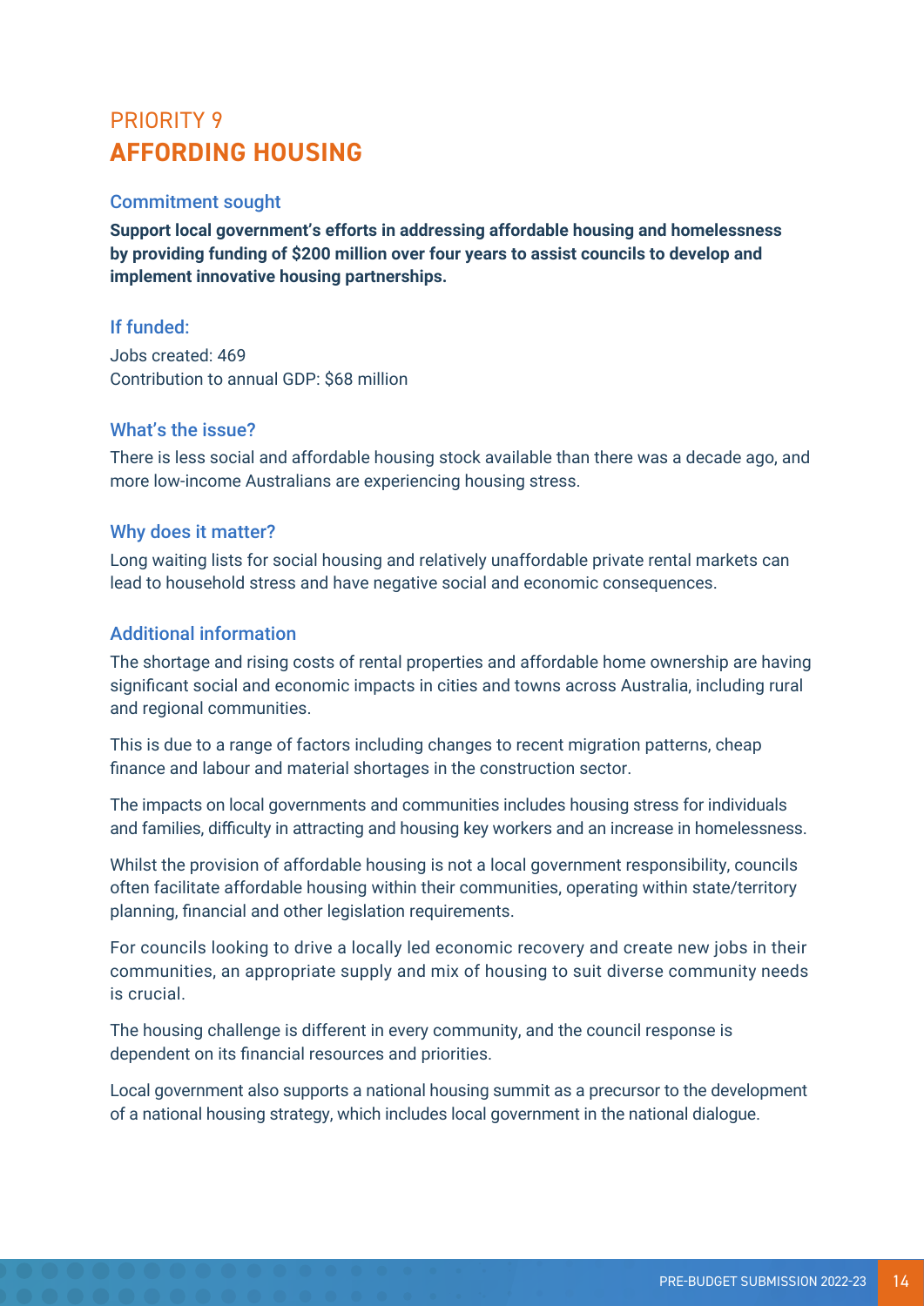# PRIORITY 9
# AFFORDING HOUSING

### Commitment sought

**Support local government's efforts in addressing affordable housing and homelessness by providing funding of $200 million over four years to assist councils to develop and implement innovative housing partnerships.**

### If funded:

Jobs created: 469
Contribution to annual GDP: $68 million

### What's the issue?

There is less social and affordable housing stock available than there was a decade ago, and more low-income Australians are experiencing housing stress.

### Why does it matter?

Long waiting lists for social housing and relatively unaffordable private rental markets can lead to household stress and have negative social and economic consequences.

### Additional information

The shortage and rising costs of rental properties and affordable home ownership are having significant social and economic impacts in cities and towns across Australia, including rural and regional communities.

This is due to a range of factors including changes to recent migration patterns, cheap finance and labour and material shortages in the construction sector.

The impacts on local governments and communities includes housing stress for individuals and families, difficulty in attracting and housing key workers and an increase in homelessness.

Whilst the provision of affordable housing is not a local government responsibility, councils often facilitate affordable housing within their communities, operating within state/territory planning, financial and other legislation requirements.

For councils looking to drive a locally led economic recovery and create new jobs in their communities, an appropriate supply and mix of housing to suit diverse community needs is crucial.

The housing challenge is different in every community, and the council response is dependent on its financial resources and priorities.

Local government also supports a national housing summit as a precursor to the development of a national housing strategy, which includes local government in the national dialogue.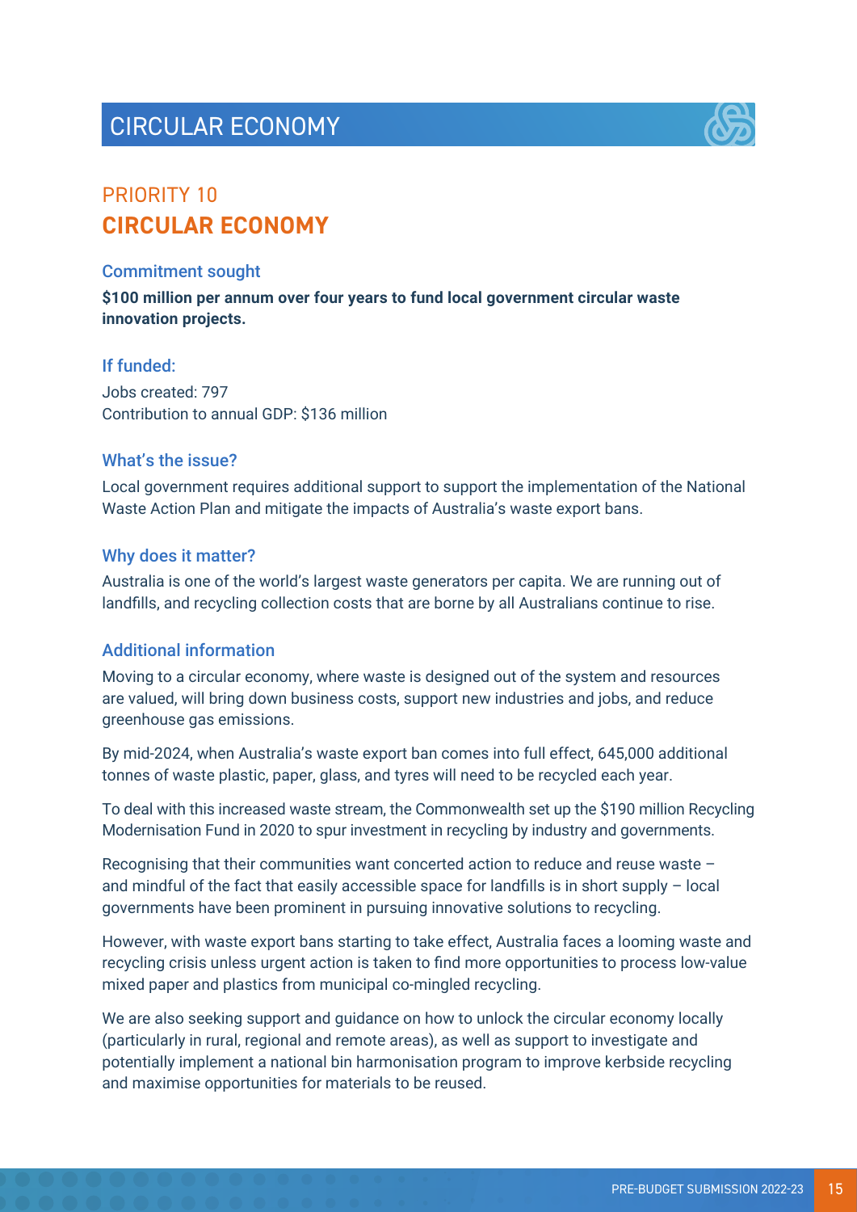# CIRCULAR ECONOMY

## PRIORITY 10
## CIRCULAR ECONOMY

### Commitment sought

**$100 million per annum over four years to fund local government circular waste innovation projects.**

### If funded:

Jobs created: 797
Contribution to annual GDP: $136 million

### What's the issue?

Local government requires additional support to support the implementation of the National Waste Action Plan and mitigate the impacts of Australia's waste export bans.

### Why does it matter?

Australia is one of the world's largest waste generators per capita. We are running out of landfills, and recycling collection costs that are borne by all Australians continue to rise.

### Additional information

Moving to a circular economy, where waste is designed out of the system and resources are valued, will bring down business costs, support new industries and jobs, and reduce greenhouse gas emissions.

By mid-2024, when Australia's waste export ban comes into full effect, 645,000 additional tonnes of waste plastic, paper, glass, and tyres will need to be recycled each year.

To deal with this increased waste stream, the Commonwealth set up the $190 million Recycling Modernisation Fund in 2020 to spur investment in recycling by industry and governments.

Recognising that their communities want concerted action to reduce and reuse waste – and mindful of the fact that easily accessible space for landfills is in short supply – local governments have been prominent in pursuing innovative solutions to recycling.

However, with waste export bans starting to take effect, Australia faces a looming waste and recycling crisis unless urgent action is taken to find more opportunities to process low-value mixed paper and plastics from municipal co-mingled recycling.

We are also seeking support and guidance on how to unlock the circular economy locally (particularly in rural, regional and remote areas), as well as support to investigate and potentially implement a national bin harmonisation program to improve kerbside recycling and maximise opportunities for materials to be reused.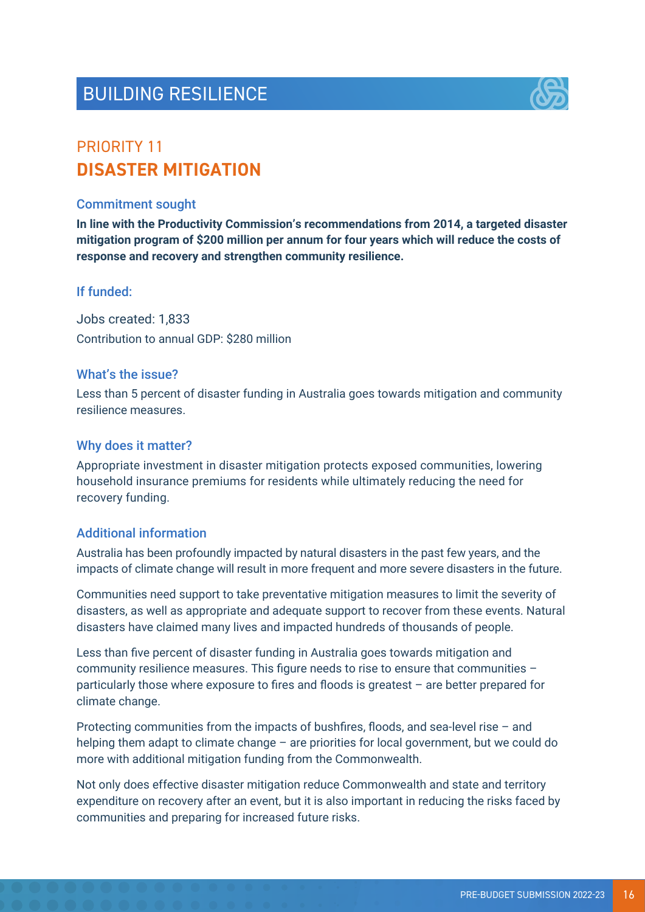# BUILDING RESILIENCE

## PRIORITY 11
## DISASTER MITIGATION

### Commitment sought

**In line with the Productivity Commission's recommendations from 2014, a targeted disaster mitigation program of $200 million per annum for four years which will reduce the costs of response and recovery and strengthen community resilience.**

### If funded:

Jobs created: 1,833
Contribution to annual GDP: $280 million

### What's the issue?

Less than 5 percent of disaster funding in Australia goes towards mitigation and community resilience measures.

### Why does it matter?

Appropriate investment in disaster mitigation protects exposed communities, lowering household insurance premiums for residents while ultimately reducing the need for recovery funding.

### Additional information

Australia has been profoundly impacted by natural disasters in the past few years, and the impacts of climate change will result in more frequent and more severe disasters in the future.

Communities need support to take preventative mitigation measures to limit the severity of disasters, as well as appropriate and adequate support to recover from these events. Natural disasters have claimed many lives and impacted hundreds of thousands of people.

Less than five percent of disaster funding in Australia goes towards mitigation and community resilience measures. This figure needs to rise to ensure that communities – particularly those where exposure to fires and floods is greatest – are better prepared for climate change.

Protecting communities from the impacts of bushfires, floods, and sea-level rise – and helping them adapt to climate change – are priorities for local government, but we could do more with additional mitigation funding from the Commonwealth.

Not only does effective disaster mitigation reduce Commonwealth and state and territory expenditure on recovery after an event, but it is also important in reducing the risks faced by communities and preparing for increased future risks.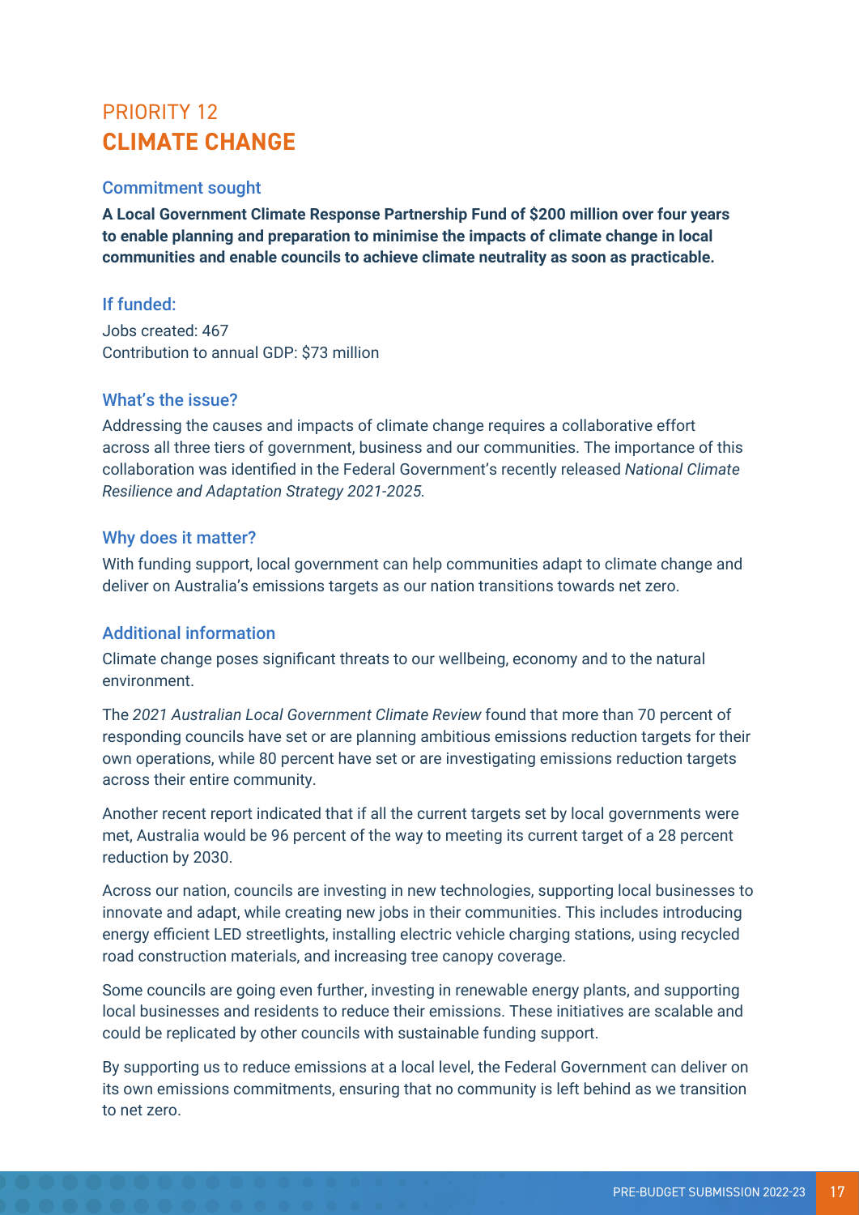# PRIORITY 12
# CLIMATE CHANGE

## Commitment sought

**A Local Government Climate Response Partnership Fund of $200 million over four years to enable planning and preparation to minimise the impacts of climate change in local communities and enable councils to achieve climate neutrality as soon as practicable.**

## If funded:

Jobs created: 467
Contribution to annual GDP: $73 million

## What's the issue?

Addressing the causes and impacts of climate change requires a collaborative effort across all three tiers of government, business and our communities. The importance of this collaboration was identified in the Federal Government's recently released *National Climate Resilience and Adaptation Strategy 2021-2025*.

## Why does it matter?

With funding support, local government can help communities adapt to climate change and deliver on Australia's emissions targets as our nation transitions towards net zero.

## Additional information

Climate change poses significant threats to our wellbeing, economy and to the natural environment.

The *2021 Australian Local Government Climate Review* found that more than 70 percent of responding councils have set or are planning ambitious emissions reduction targets for their own operations, while 80 percent have set or are investigating emissions reduction targets across their entire community.

Another recent report indicated that if all the current targets set by local governments were met, Australia would be 96 percent of the way to meeting its current target of a 28 percent reduction by 2030.

Across our nation, councils are investing in new technologies, supporting local businesses to innovate and adapt, while creating new jobs in their communities. This includes introducing energy efficient LED streetlights, installing electric vehicle charging stations, using recycled road construction materials, and increasing tree canopy coverage.

Some councils are going even further, investing in renewable energy plants, and supporting local businesses and residents to reduce their emissions. These initiatives are scalable and could be replicated by other councils with sustainable funding support.

By supporting us to reduce emissions at a local level, the Federal Government can deliver on its own emissions commitments, ensuring that no community is left behind as we transition to net zero.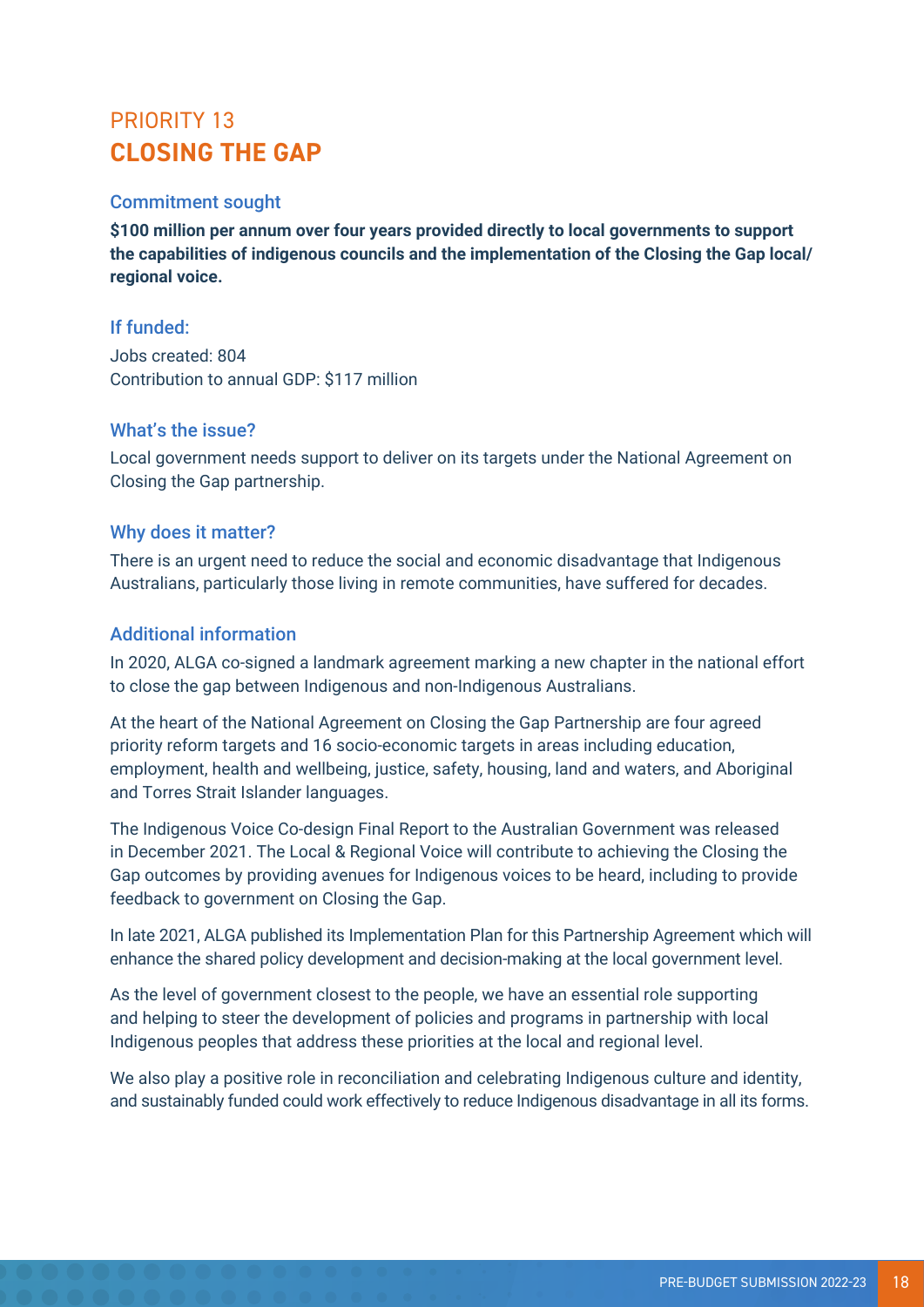# PRIORITY 13
# CLOSING THE GAP

### Commitment sought

**$100 million per annum over four years provided directly to local governments to support the capabilities of indigenous councils and the implementation of the Closing the Gap local/ regional voice.**

### If funded:

Jobs created: 804
Contribution to annual GDP: $117 million

### What's the issue?

Local government needs support to deliver on its targets under the National Agreement on Closing the Gap partnership.

### Why does it matter?

There is an urgent need to reduce the social and economic disadvantage that Indigenous Australians, particularly those living in remote communities, have suffered for decades.

### Additional information

In 2020, ALGA co-signed a landmark agreement marking a new chapter in the national effort to close the gap between Indigenous and non-Indigenous Australians.

At the heart of the National Agreement on Closing the Gap Partnership are four agreed priority reform targets and 16 socio-economic targets in areas including education, employment, health and wellbeing, justice, safety, housing, land and waters, and Aboriginal and Torres Strait Islander languages.

The Indigenous Voice Co-design Final Report to the Australian Government was released in December 2021. The Local & Regional Voice will contribute to achieving the Closing the Gap outcomes by providing avenues for Indigenous voices to be heard, including to provide feedback to government on Closing the Gap.

In late 2021, ALGA published its Implementation Plan for this Partnership Agreement which will enhance the shared policy development and decision-making at the local government level.

As the level of government closest to the people, we have an essential role supporting and helping to steer the development of policies and programs in partnership with local Indigenous peoples that address these priorities at the local and regional level.

We also play a positive role in reconciliation and celebrating Indigenous culture and identity, and sustainably funded could work effectively to reduce Indigenous disadvantage in all its forms.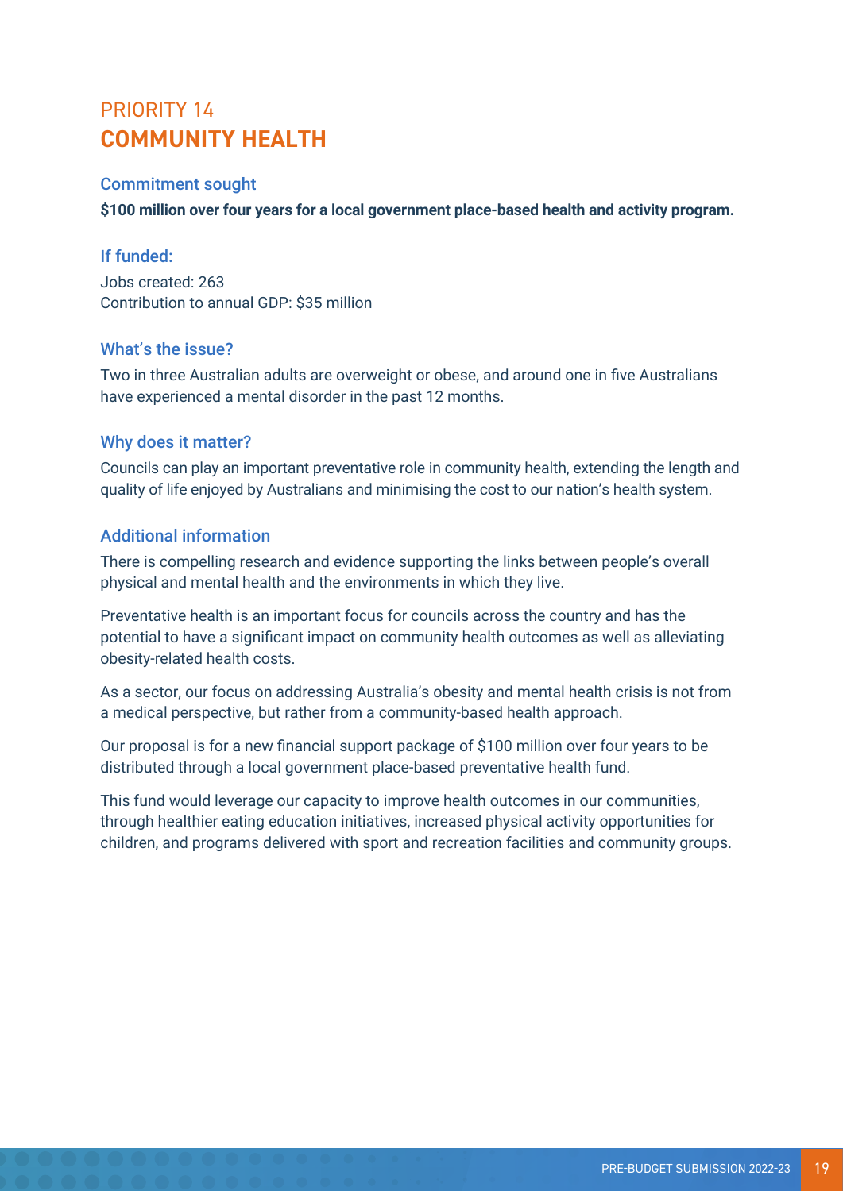# PRIORITY 14
# **COMMUNITY HEALTH**

## Commitment sought

**$100 million over four years for a local government place-based health and activity program.**

## If funded:

Jobs created: 263
Contribution to annual GDP: $35 million

## What's the issue?

Two in three Australian adults are overweight or obese, and around one in five Australians have experienced a mental disorder in the past 12 months.

## Why does it matter?

Councils can play an important preventative role in community health, extending the length and quality of life enjoyed by Australians and minimising the cost to our nation's health system.

## Additional information

There is compelling research and evidence supporting the links between people's overall physical and mental health and the environments in which they live.

Preventative health is an important focus for councils across the country and has the potential to have a significant impact on community health outcomes as well as alleviating obesity-related health costs.

As a sector, our focus on addressing Australia's obesity and mental health crisis is not from a medical perspective, but rather from a community-based health approach.

Our proposal is for a new financial support package of $100 million over four years to be distributed through a local government place-based preventative health fund.

This fund would leverage our capacity to improve health outcomes in our communities, through healthier eating education initiatives, increased physical activity opportunities for children, and programs delivered with sport and recreation facilities and community groups.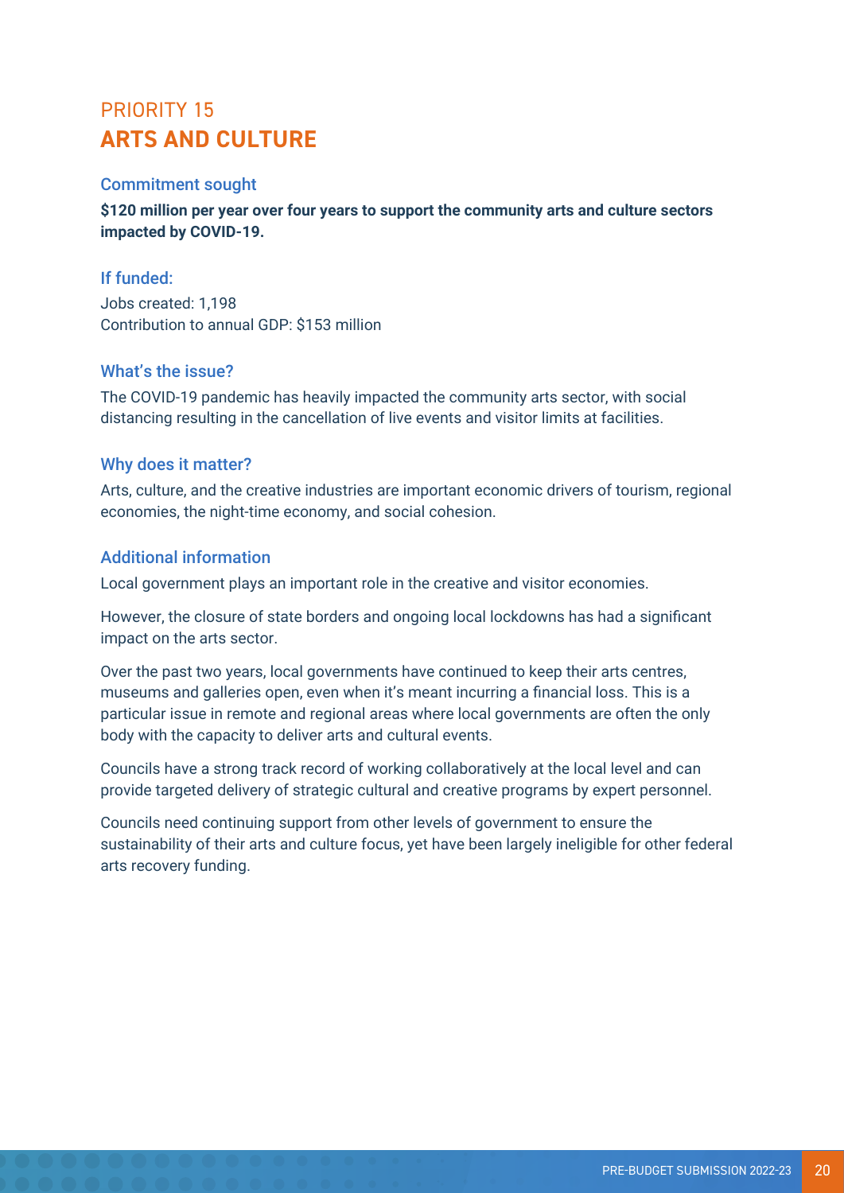## PRIORITY 15
# ARTS AND CULTURE

### Commitment sought

**$120 million per year over four years to support the community arts and culture sectors impacted by COVID-19.**

### If funded:

Jobs created: 1,198
Contribution to annual GDP: $153 million

### What's the issue?

The COVID-19 pandemic has heavily impacted the community arts sector, with social distancing resulting in the cancellation of live events and visitor limits at facilities.

### Why does it matter?

Arts, culture, and the creative industries are important economic drivers of tourism, regional economies, the night-time economy, and social cohesion.

### Additional information

Local government plays an important role in the creative and visitor economies.

However, the closure of state borders and ongoing local lockdowns has had a significant impact on the arts sector.

Over the past two years, local governments have continued to keep their arts centres, museums and galleries open, even when it's meant incurring a financial loss. This is a particular issue in remote and regional areas where local governments are often the only body with the capacity to deliver arts and cultural events.

Councils have a strong track record of working collaboratively at the local level and can provide targeted delivery of strategic cultural and creative programs by expert personnel.

Councils need continuing support from other levels of government to ensure the sustainability of their arts and culture focus, yet have been largely ineligible for other federal arts recovery funding.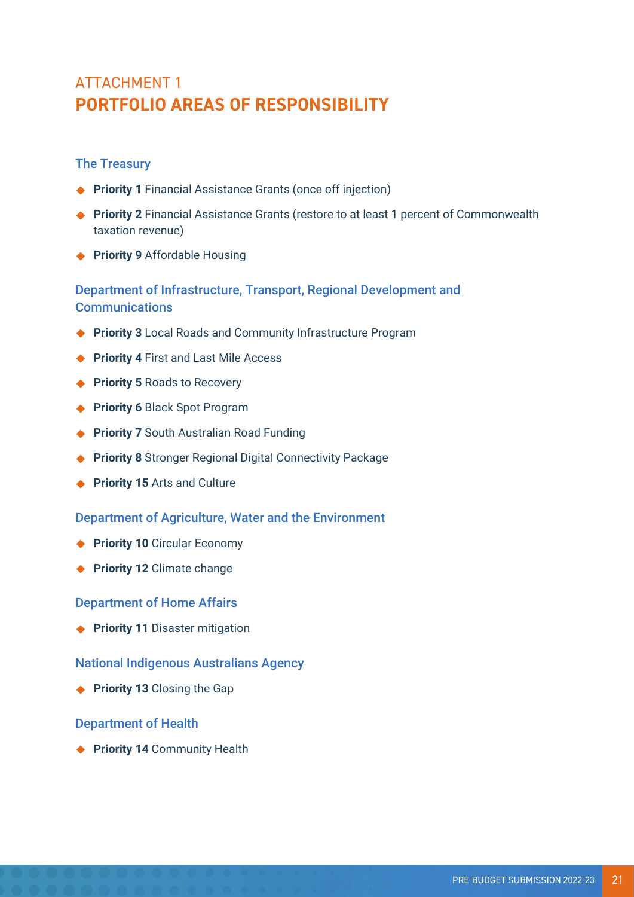# ATTACHMENT 1
# PORTFOLIO AREAS OF RESPONSIBILITY

### The Treasury

- **Priority 1** Financial Assistance Grants (once off injection)
- **Priority 2** Financial Assistance Grants (restore to at least 1 percent of Commonwealth taxation revenue)
- **Priority 9** Affordable Housing

### Department of Infrastructure, Transport, Regional Development and Communications

- **Priority 3** Local Roads and Community Infrastructure Program
- **Priority 4** First and Last Mile Access
- **Priority 5** Roads to Recovery
- **Priority 6** Black Spot Program
- **Priority 7** South Australian Road Funding
- **Priority 8** Stronger Regional Digital Connectivity Package
- **Priority 15** Arts and Culture

### Department of Agriculture, Water and the Environment

- **Priority 10** Circular Economy
- **Priority 12** Climate change

### Department of Home Affairs

- **Priority 11** Disaster mitigation

### National Indigenous Australians Agency

- **Priority 13** Closing the Gap

### Department of Health

- **Priority 14** Community Health